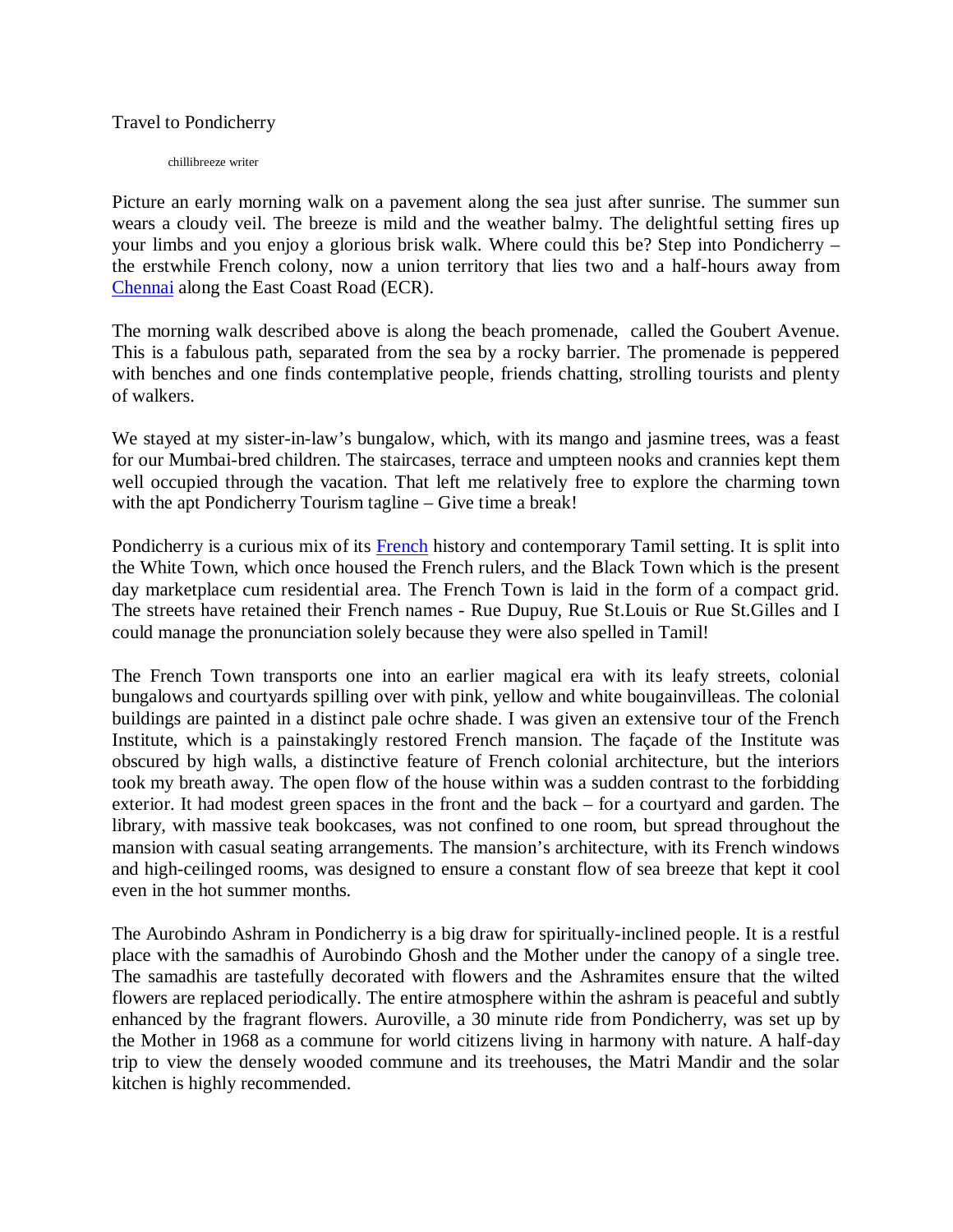# Travel to Pondicherry

chillibreeze writer

Picture an early morning walk on a pavement along the sea just after sunrise. The summer sun wears a cloudy veil. The breeze is mild and the weather balmy. The delightful setting fires up your limbs and you enjoy a glorious brisk walk. Where could this be? Step into Pondicherry – the erstwhile French colony, now a union territory that lies two and a half-hours away from Chennai along the East Coast Road (ECR).

The morning walk described above is along the beach promenade, called the Goubert Avenue. This is a fabulous path, separated from the sea by a rocky barrier. The promenade is peppered with benches and one finds contemplative people, friends chatting, strolling tourists and plenty of walkers.

We stayed at my sister-in-law's bungalow, which, with its mango and jasmine trees, was a feast for our Mumbai-bred children. The staircases, terrace and umpteen nooks and crannies kept them well occupied through the vacation. That left me relatively free to explore the charming town with the apt Pondicherry Tourism tagline – Give time a break!

Pondicherry is a curious mix of its French history and contemporary Tamil setting. It is split into the White Town, which once housed the French rulers, and the Black Town which is the present day marketplace cum residential area. The French Town is laid in the form of a compact grid. The streets have retained their French names - Rue Dupuy, Rue St.Louis or Rue St.Gilles and I could manage the pronunciation solely because they were also spelled in Tamil!

The French Town transports one into an earlier magical era with its leafy streets, colonial bungalows and courtyards spilling over with pink, yellow and white bougainvilleas. The colonial buildings are painted in a distinct pale ochre shade. I was given an extensive tour of the French Institute, which is a painstakingly restored French mansion. The façade of the Institute was obscured by high walls, a distinctive feature of French colonial architecture, but the interiors took my breath away. The open flow of the house within was a sudden contrast to the forbidding exterior. It had modest green spaces in the front and the back – for a courtyard and garden. The library, with massive teak bookcases, was not confined to one room, but spread throughout the mansion with casual seating arrangements. The mansion's architecture, with its French windows and high-ceilinged rooms, was designed to ensure a constant flow of sea breeze that kept it cool even in the hot summer months.

The Aurobindo Ashram in Pondicherry is a big draw for spiritually-inclined people. It is a restful place with the samadhis of Aurobindo Ghosh and the Mother under the canopy of a single tree. The samadhis are tastefully decorated with flowers and the Ashramites ensure that the wilted flowers are replaced periodically. The entire atmosphere within the ashram is peaceful and subtly enhanced by the fragrant flowers. Auroville, a 30 minute ride from Pondicherry, was set up by the Mother in 1968 as a commune for world citizens living in harmony with nature. A half-day trip to view the densely wooded commune and its treehouses, the Matri Mandir and the solar kitchen is highly recommended.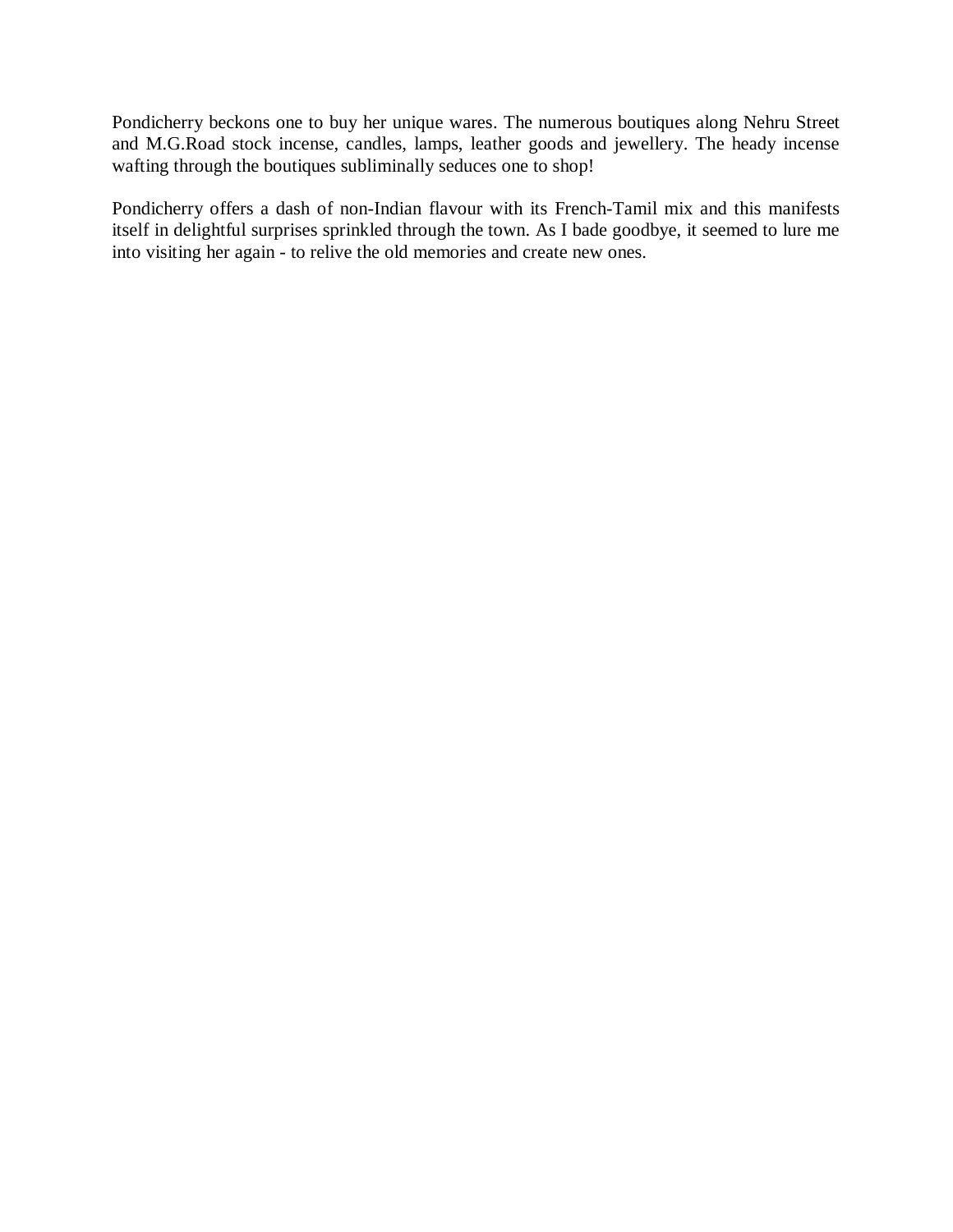Pondicherry beckons one to buy her unique wares. The numerous boutiques along Nehru Street and M.G.Road stock incense, candles, lamps, leather goods and jewellery. The heady incense wafting through the boutiques subliminally seduces one to shop!

Pondicherry offers a dash of non-Indian flavour with its French-Tamil mix and this manifests itself in delightful surprises sprinkled through the town. As I bade goodbye, it seemed to lure me into visiting her again - to relive the old memories and create new ones.